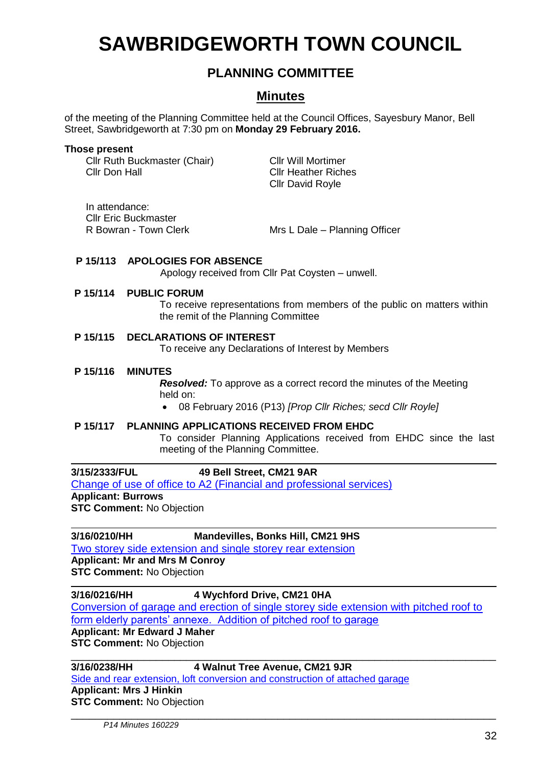# SAWBRIDGEWORTH TOWN COUNCIL

## PLANNING COMMITTEE

## Minutes

of the meeting of the Planning Committee held at the Council Offices, Sayesbury Manor, Bell Street, Sawbridgeworth at 7:30 pm on **Monday 29 February 2016.**

**Those present**

Cllr Ruth Buckmaster (Chair)
Cllr Don Hall
Cllr Will Mortimer
Cllr Heather Riches
Cllr David Royle

In attendance:
Cllr Eric Buckmaster
R Bowran - Town Clerk
Mrs L Dale – Planning Officer

**P 15/113 APOLOGIES FOR ABSENCE**

Apology received from Cllr Pat Coysten – unwell.

**P 15/114 PUBLIC FORUM**

To receive representations from members of the public on matters within the remit of the Planning Committee

**P 15/115 DECLARATIONS OF INTEREST**

To receive any Declarations of Interest by Members

**P 15/116 MINUTES**

***Resolved:*** To approve as a correct record the minutes of the Meeting held on:

- 08 February 2016 (P13) *[Prop Cllr Riches; secd Cllr Royle]*

**P 15/117 PLANNING APPLICATIONS RECEIVED FROM EHDC**

To consider Planning Applications received from EHDC since the last meeting of the Planning Committee.

---

**3/15/2333/FUL 49 Bell Street, CM21 9AR**

Change of use of office to A2 (Financial and professional services)

**Applicant: Burrows**

**STC Comment:** No Objection

---

**3/16/0210/HH Mandevilles, Bonks Hill, CM21 9HS**

Two storey side extension and single storey rear extension

**Applicant: Mr and Mrs M Conroy**

**STC Comment:** No Objection

---

**3/16/0216/HH 4 Wychford Drive, CM21 0HA**

Conversion of garage and erection of single storey side extension with pitched roof to form elderly parents' annexe. Addition of pitched roof to garage

**Applicant: Mr Edward J Maher**

**STC Comment:** No Objection

---

**3/16/0238/HH 4 Walnut Tree Avenue, CM21 9JR**

Side and rear extension, loft conversion and construction of attached garage

**Applicant: Mrs J Hinkin**

**STC Comment:** No Objection

---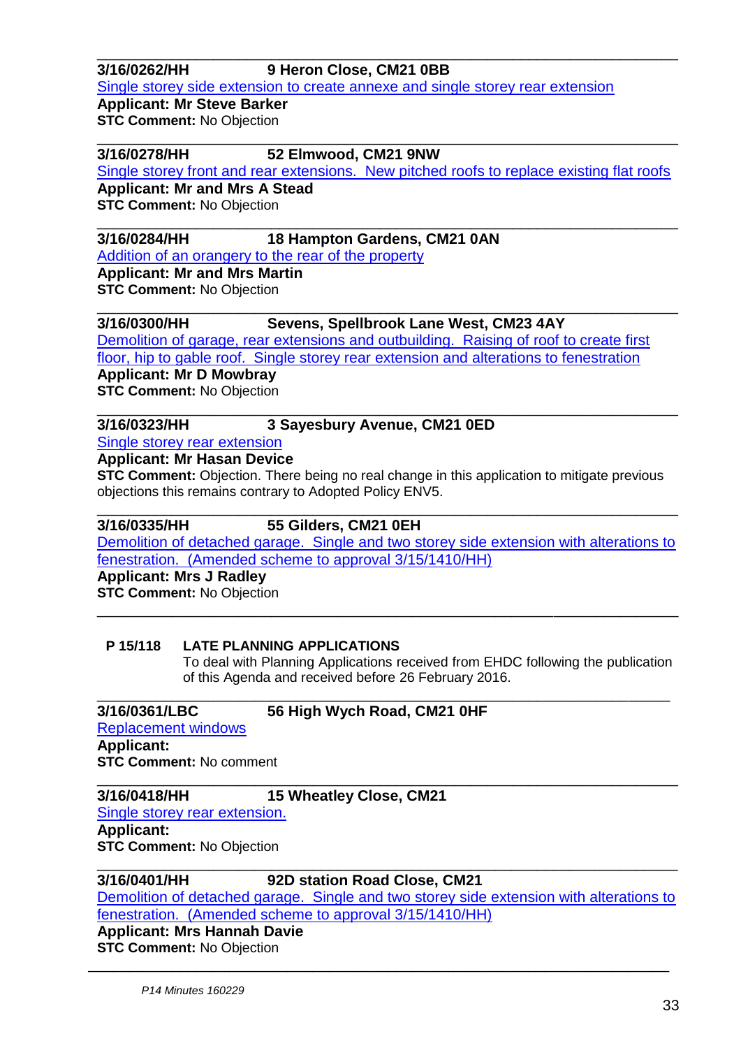---

**3/16/0262/HH** **9 Heron Close, CM21 0BB**

Single storey side extension to create annexe and single storey rear extension

**Applicant: Mr Steve Barker**

**STC Comment:** No Objection

---

**3/16/0278/HH** **52 Elmwood, CM21 9NW**

Single storey front and rear extensions. New pitched roofs to replace existing flat roofs

**Applicant: Mr and Mrs A Stead**

**STC Comment:** No Objection

---

**3/16/0284/HH** **18 Hampton Gardens, CM21 0AN**

Addition of an orangery to the rear of the property

**Applicant: Mr and Mrs Martin**

**STC Comment:** No Objection

---

**3/16/0300/HH** **Sevens, Spellbrook Lane West, CM23 4AY**

Demolition of garage, rear extensions and outbuilding. Raising of roof to create first floor, hip to gable roof. Single storey rear extension and alterations to fenestration

**Applicant: Mr D Mowbray**

**STC Comment:** No Objection

---

**3/16/0323/HH** **3 Sayesbury Avenue, CM21 0ED**

Single storey rear extension

**Applicant: Mr Hasan Device**

**STC Comment:** Objection. There being no real change in this application to mitigate previous objections this remains contrary to Adopted Policy ENV5.

---

**3/16/0335/HH** **55 Gilders, CM21 0EH**

Demolition of detached garage. Single and two storey side extension with alterations to fenestration. (Amended scheme to approval 3/15/1410/HH)

**Applicant: Mrs J Radley**

**STC Comment:** No Objection

---

**P 15/118** **LATE PLANNING APPLICATIONS**

To deal with Planning Applications received from EHDC following the publication of this Agenda and received before 26 February 2016.

---

**3/16/0361/LBC** **56 High Wych Road, CM21 0HF**

Replacement windows

**Applicant:**

**STC Comment:** No comment

---

**3/16/0418/HH** **15 Wheatley Close, CM21**

Single storey rear extension.

**Applicant:**

**STC Comment:** No Objection

---

**3/16/0401/HH** **92D station Road Close, CM21**

Demolition of detached garage. Single and two storey side extension with alterations to fenestration. (Amended scheme to approval 3/15/1410/HH)

**Applicant: Mrs Hannah Davie**

**STC Comment:** No Objection

---

*P14 Minutes 160229*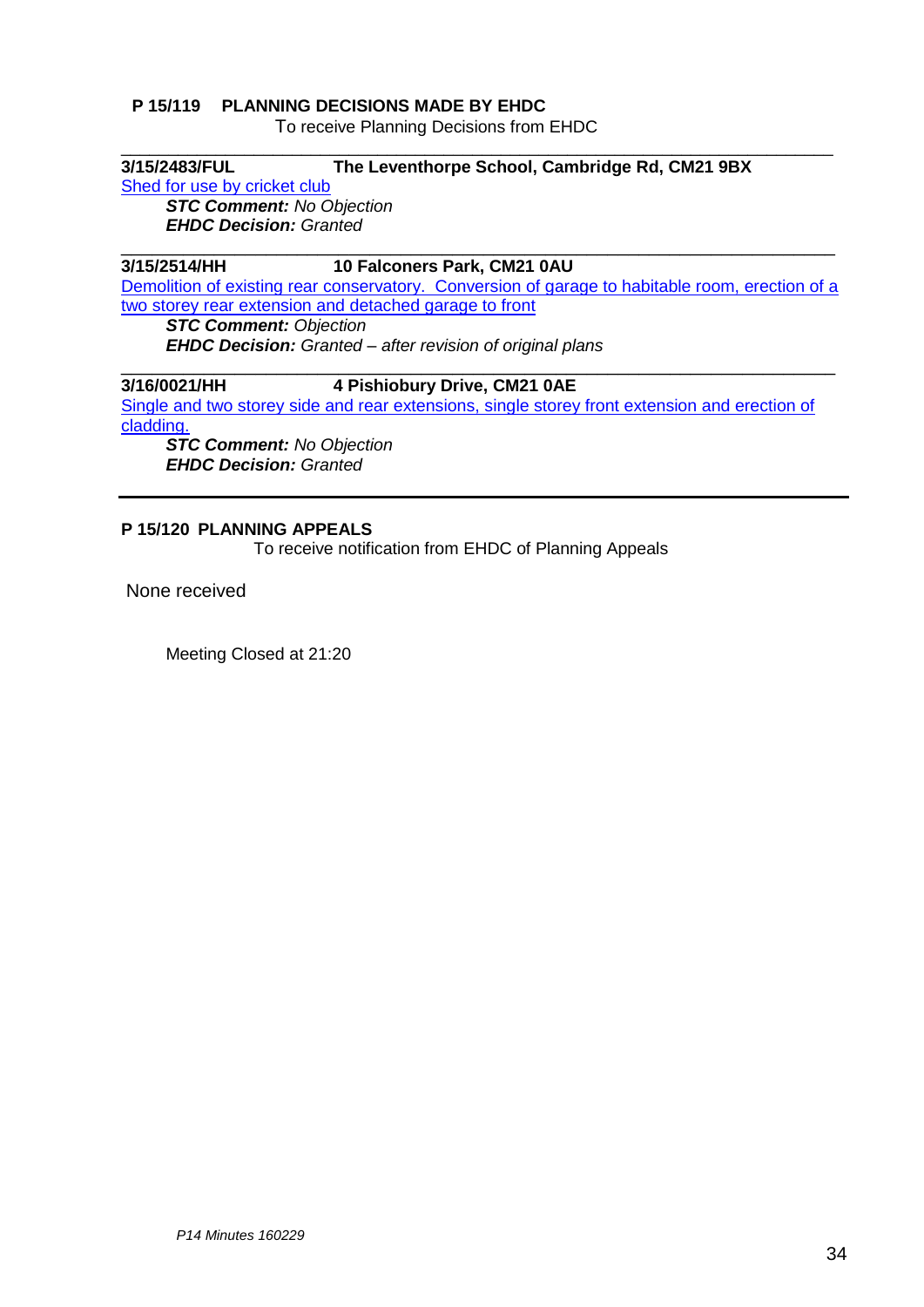**P 15/119 PLANNING DECISIONS MADE BY EHDC**

To receive Planning Decisions from EHDC

---

**3/15/2483/FUL** **The Leventhorpe School, Cambridge Rd, CM21 9BX**

Shed for use by cricket club

***STC Comment:*** *No Objection*
***EHDC Decision:*** *Granted*

---

**3/15/2514/HH** **10 Falconers Park, CM21 0AU**

Demolition of existing rear conservatory. Conversion of garage to habitable room, erection of a two storey rear extension and detached garage to front

***STC Comment:*** *Objection*
***EHDC Decision:*** *Granted – after revision of original plans*

---

**3/16/0021/HH** **4 Pishiobury Drive, CM21 0AE**

Single and two storey side and rear extensions, single storey front extension and erection of cladding.

***STC Comment:*** *No Objection*
***EHDC Decision:*** *Granted*

---

**P 15/120 PLANNING APPEALS**

To receive notification from EHDC of Planning Appeals

None received

Meeting Closed at 21:20

*P14 Minutes 160229*